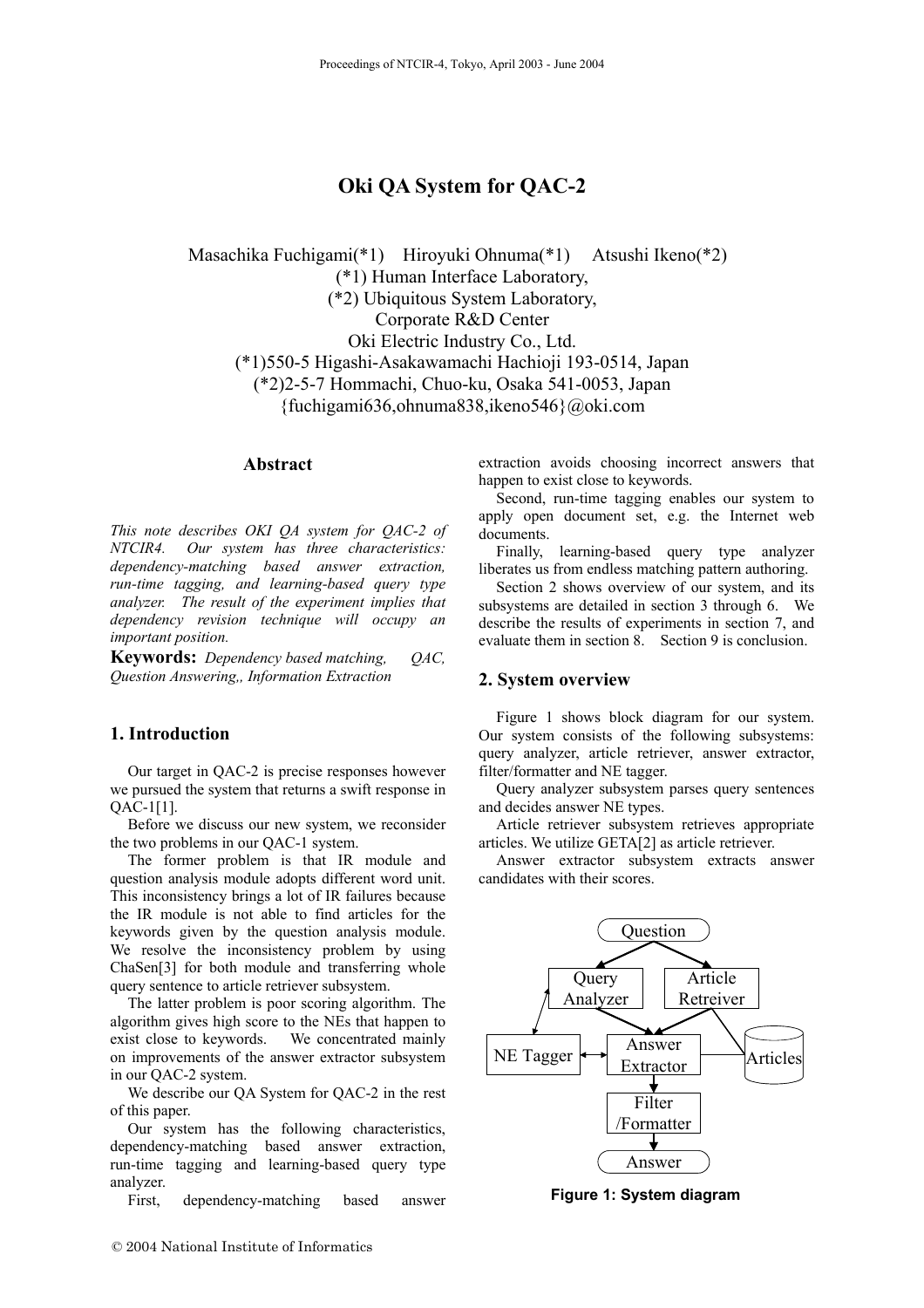# Oki QA System for QAC-2

Masachika Fuchigami(*1) Hiroyuki Ohnuma(*1) Atsushi Ikeno(*2)
(*1) Human Interface Laboratory,
(*2) Ubiquitous System Laboratory,
Corporate R&D Center
Oki Electric Industry Co., Ltd.
(*1)550-5 Higashi-Asakawamachi Hachioji 193-0514, Japan
(*2)2-5-7 Hommachi, Chuo-ku, Osaka 541-0053, Japan
{fuchigami636,ohnuma838,ikeno546}@oki.com

## Abstract

*This note describes OKI QA system for QAC-2 of NTCIR4. Our system has three characteristics: dependency-matching based answer extraction, run-time tagging, and learning-based query type analyzer. The result of the experiment implies that dependency revision technique will occupy an important position.*

**Keywords:** *Dependency based matching, QAC, Question Answering,, Information Extraction*

## 1. Introduction

Our target in QAC-2 is precise responses however we pursued the system that returns a swift response in QAC-1[1].

Before we discuss our new system, we reconsider the two problems in our QAC-1 system.

The former problem is that IR module and question analysis module adopts different word unit. This inconsistency brings a lot of IR failures because the IR module is not able to find articles for the keywords given by the question analysis module. We resolve the inconsistency problem by using ChaSen[3] for both module and transferring whole query sentence to article retriever subsystem.

The latter problem is poor scoring algorithm. The algorithm gives high score to the NEs that happen to exist close to keywords. We concentrated mainly on improvements of the answer extractor subsystem in our QAC-2 system.

We describe our QA System for QAC-2 in the rest of this paper.

Our system has the following characteristics, dependency-matching based answer extraction, run-time tagging and learning-based query type analyzer.

First, dependency-matching based answer extraction avoids choosing incorrect answers that happen to exist close to keywords.

Second, run-time tagging enables our system to apply open document set, e.g. the Internet web documents.

Finally, learning-based query type analyzer liberates us from endless matching pattern authoring.

Section 2 shows overview of our system, and its subsystems are detailed in section 3 through 6. We describe the results of experiments in section 7, and evaluate them in section 8. Section 9 is conclusion.

## 2. System overview

Figure 1 shows block diagram for our system. Our system consists of the following subsystems: query analyzer, article retriever, answer extractor, filter/formatter and NE tagger.

Query analyzer subsystem parses query sentences and decides answer NE types.

Article retriever subsystem retrieves appropriate articles. We utilize GETA[2] as article retriever.

Answer extractor subsystem extracts answer candidates with their scores.

**Figure 1: System diagram**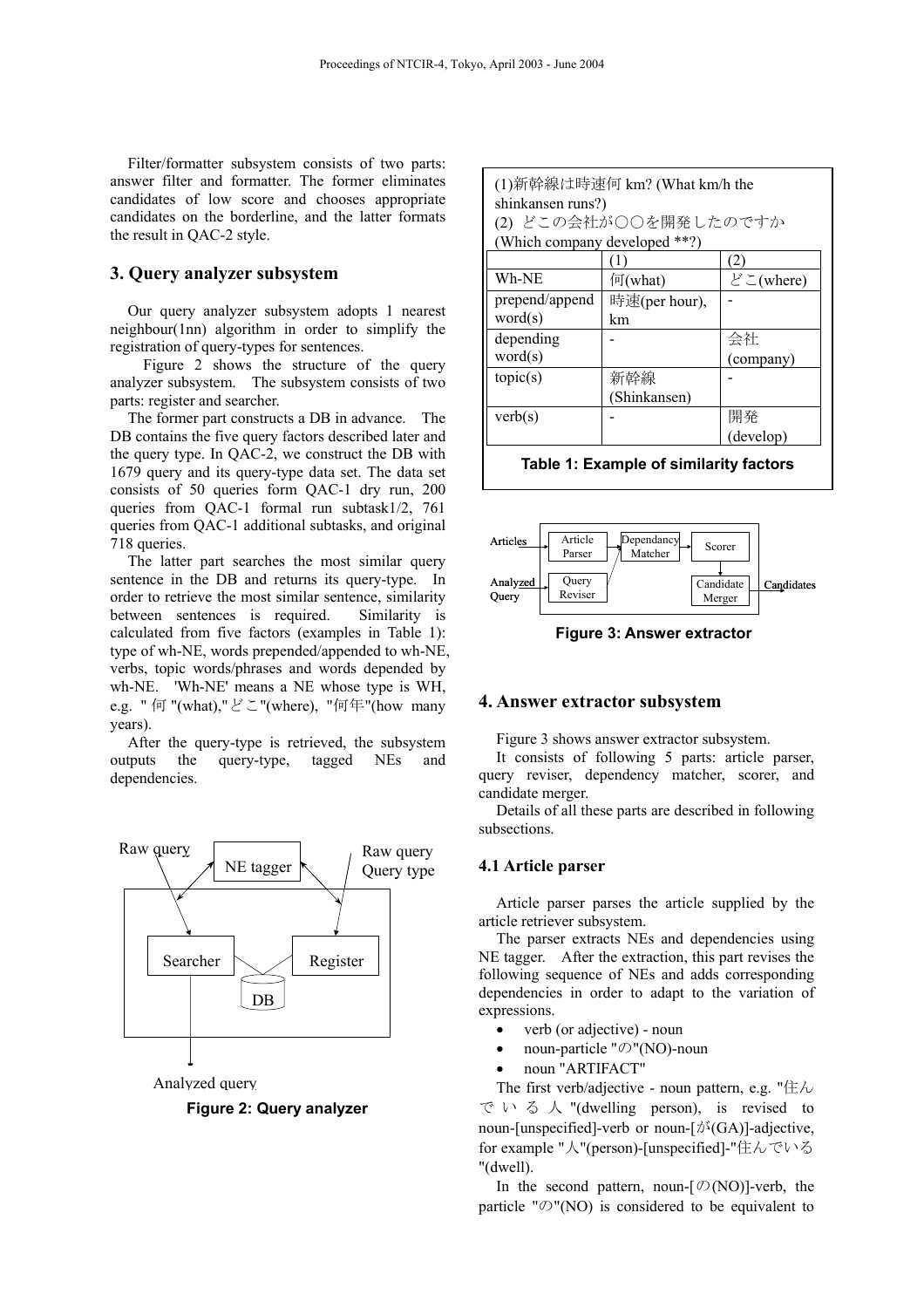Filter/formatter subsystem consists of two parts: answer filter and formatter. The former eliminates candidates of low score and chooses appropriate candidates on the borderline, and the latter formats the result in QAC-2 style.

## 3. Query analyzer subsystem

Our query analyzer subsystem adopts 1 nearest neighbour(1nn) algorithm in order to simplify the registration of query-types for sentences.

Figure 2 shows the structure of the query analyzer subsystem. The subsystem consists of two parts: register and searcher.

The former part constructs a DB in advance. The DB contains the five query factors described later and the query type. In QAC-2, we construct the DB with 1679 query and its query-type data set. The data set consists of 50 queries form QAC-1 dry run, 200 queries from QAC-1 formal run subtask1/2, 761 queries from QAC-1 additional subtasks, and original 718 queries.

The latter part searches the most similar query sentence in the DB and returns its query-type. In order to retrieve the most similar sentence, similarity between sentences is required. Similarity is calculated from five factors (examples in Table 1): type of wh-NE, words prepended/appended to wh-NE, verbs, topic words/phrases and words depended by wh-NE. 'Wh-NE' means a NE whose type is WH, e.g. "何"(what),"どこ"(where), "何年"(how many years).

After the query-type is retrieved, the subsystem outputs the query-type, tagged NEs and dependencies.

Figure 2: Query analyzer

(1)新幹線は時速何 km? (What km/h the shinkansen runs?)
(2) どこの会社が○○を開発したのですか (Which company developed **?)

| | (1) | (2) |
|---|---|---|
| Wh-NE | 何(what) | どこ(where) |
| prepend/append word(s) | 時速(per hour), km | - |
| depending word(s) | - | 会社 (company) |
| topic(s) | 新幹線 (Shinkansen) | - |
| verb(s) | - | 開発 (develop) |

**Table 1: Example of similarity factors**

**Figure 3: Answer extractor**

## 4. Answer extractor subsystem

Figure 3 shows answer extractor subsystem.

It consists of following 5 parts: article parser, query reviser, dependency matcher, scorer, and candidate merger.

Details of all these parts are described in following subsections.

### 4.1 Article parser

Article parser parses the article supplied by the article retriever subsystem.

The parser extracts NEs and dependencies using NE tagger. After the extraction, this part revises the following sequence of NEs and adds corresponding dependencies in order to adapt to the variation of expressions.

- verb (or adjective) - noun
- noun-particle "の"(NO)-noun
- noun "ARTIFACT"

The first verb/adjective - noun pattern, e.g. "住んでいる人"(dwelling person), is revised to noun-[unspecified]-verb or noun-[が(GA)]-adjective, for example "人"(person)-[unspecified]-"住んでいる"(dwell).

In the second pattern, noun-[の(NO)]-verb, the particle "の"(NO) is considered to be equivalent to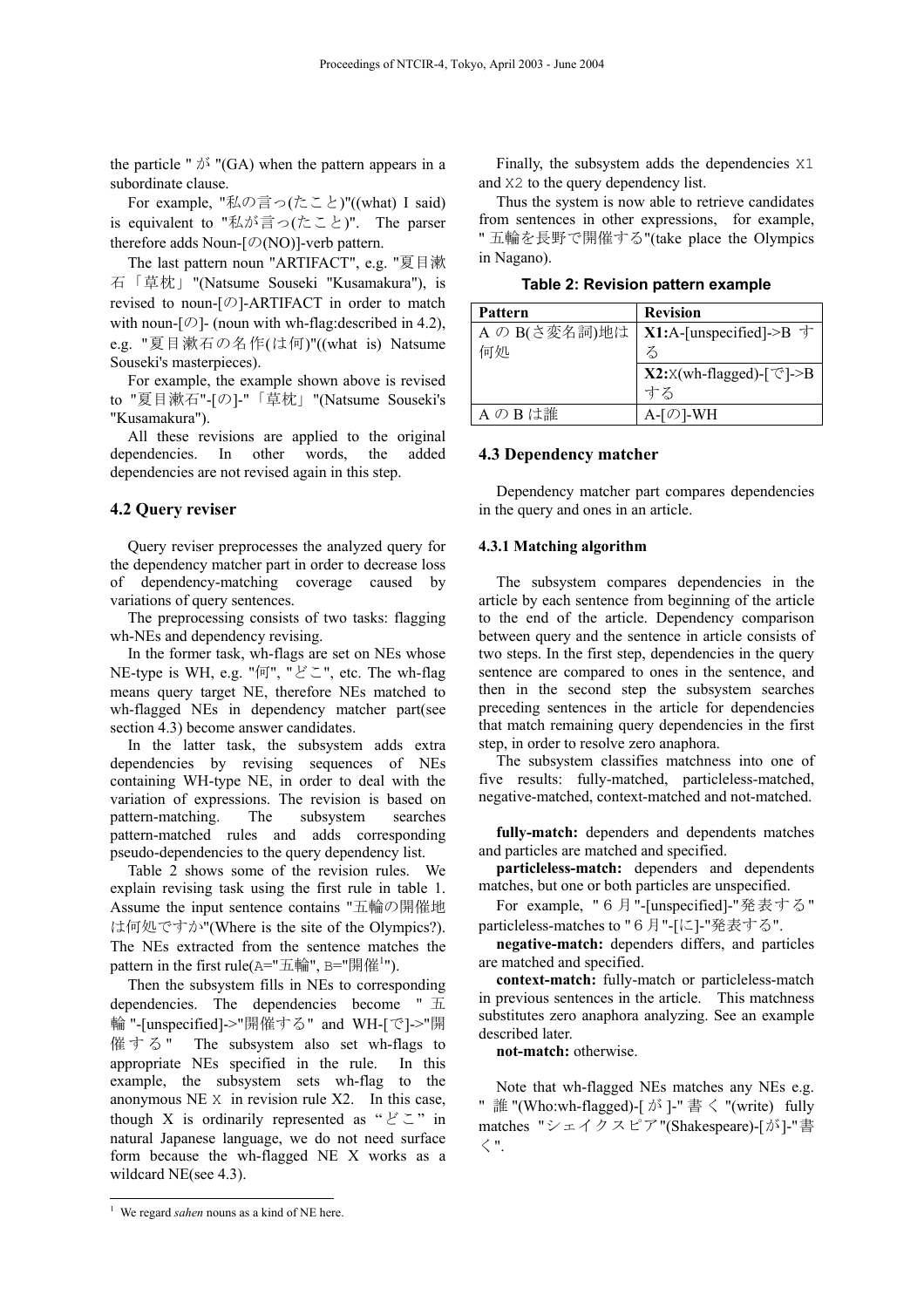the particle "が"(GA) when the pattern appears in a subordinate clause.

For example, "私の言っ(たこと)"((what) I said) is equivalent to "私が言っ(たこと)". The parser therefore adds Noun-[の(NO)]-verb pattern.

The last pattern noun "ARTIFACT", e.g. "夏目漱石「草枕」"(Natsume Souseki "Kusamakura"), is revised to noun-[の]-ARTIFACT in order to match with noun-[の]- (noun with wh-flag:described in 4.2), e.g. "夏目漱石の名作(は何)"((what is) Natsume Souseki's masterpieces).

For example, the example shown above is revised to "夏目漱石"-[の]-"「草枕」"(Natsume Souseki's "Kusamakura").

All these revisions are applied to the original dependencies. In other words, the added dependencies are not revised again in this step.

## 4.2 Query reviser

Query reviser preprocesses the analyzed query for the dependency matcher part in order to decrease loss of dependency-matching coverage caused by variations of query sentences.

The preprocessing consists of two tasks: flagging wh-NEs and dependency revising.

In the former task, wh-flags are set on NEs whose NE-type is WH, e.g. "何", "どこ", etc. The wh-flag means query target NE, therefore NEs matched to wh-flagged NEs in dependency matcher part(see section 4.3) become answer candidates.

In the latter task, the subsystem adds extra dependencies by revising sequences of NEs containing WH-type NE, in order to deal with the variation of expressions. The revision is based on pattern-matching. The subsystem searches pattern-matched rules and adds corresponding pseudo-dependencies to the query dependency list.

Table 2 shows some of the revision rules. We explain revising task using the first rule in table 1. Assume the input sentence contains "五輪の開催地は何処ですか"(Where is the site of the Olympics?). The NEs extracted from the sentence matches the pattern in the first rule(A="五輪", B="開催[1]").

Then the subsystem fills in NEs to corresponding dependencies. The dependencies become "五輪"-[unspecified]->"開催する" and WH-[で]->"開催する" The subsystem also set wh-flags to appropriate NEs specified in the rule. In this example, the subsystem sets wh-flag to the anonymous NE X in revision rule X2. In this case, though X is ordinarily represented as "どこ" in natural Japanese language, we do not need surface form because the wh-flagged NE X works as a wildcard NE(see 4.3).

Finally, the subsystem adds the dependencies X1 and X2 to the query dependency list.

Thus the system is now able to retrieve candidates from sentences in other expressions, for example, "五輪を長野で開催する"(take place the Olympics in Nagano).

**Table 2: Revision pattern example**

| Pattern | Revision |
|---|---|
| AのB(さ変名詞)地は何処 | **X1:**A-[unspecified]->B する |
| | **X2:**X(wh-flagged)-[で]->B する |
| AのBは誰 | A-[の]-WH |

## 4.3 Dependency matcher

Dependency matcher part compares dependencies in the query and ones in an article.

### 4.3.1 Matching algorithm

The subsystem compares dependencies in the article by each sentence from beginning of the article to the end of the article. Dependency comparison between query and the sentence in article consists of two steps. In the first step, dependencies in the query sentence are compared to ones in the sentence, and then in the second step the subsystem searches preceding sentences in the article for dependencies that match remaining query dependencies in the first step, in order to resolve zero anaphora.

The subsystem classifies matchness into one of five results: fully-matched, particleless-matched, negative-matched, context-matched and not-matched.

**fully-match:** dependers and dependents matches and particles are matched and specified.

**particleless-match:** dependers and dependents matches, but one or both particles are unspecified.

For example, "６月"-[unspecified]-"発表する" particleless-matches to "６月"-[に]-"発表する".

**negative-match:** dependers differs, and particles are matched and specified.

**context-match:** fully-match or particleless-match in previous sentences in the article. This matchness substitutes zero anaphora analyzing. See an example described later.

**not-match:** otherwise.

Note that wh-flagged NEs matches any NEs e.g. "誰"(Who:wh-flagged)-[が]-"書く"(write) fully matches "シェイクスピア"(Shakespeare)-[が]-"書く".

[1] We regard *sahen* nouns as a kind of NE here.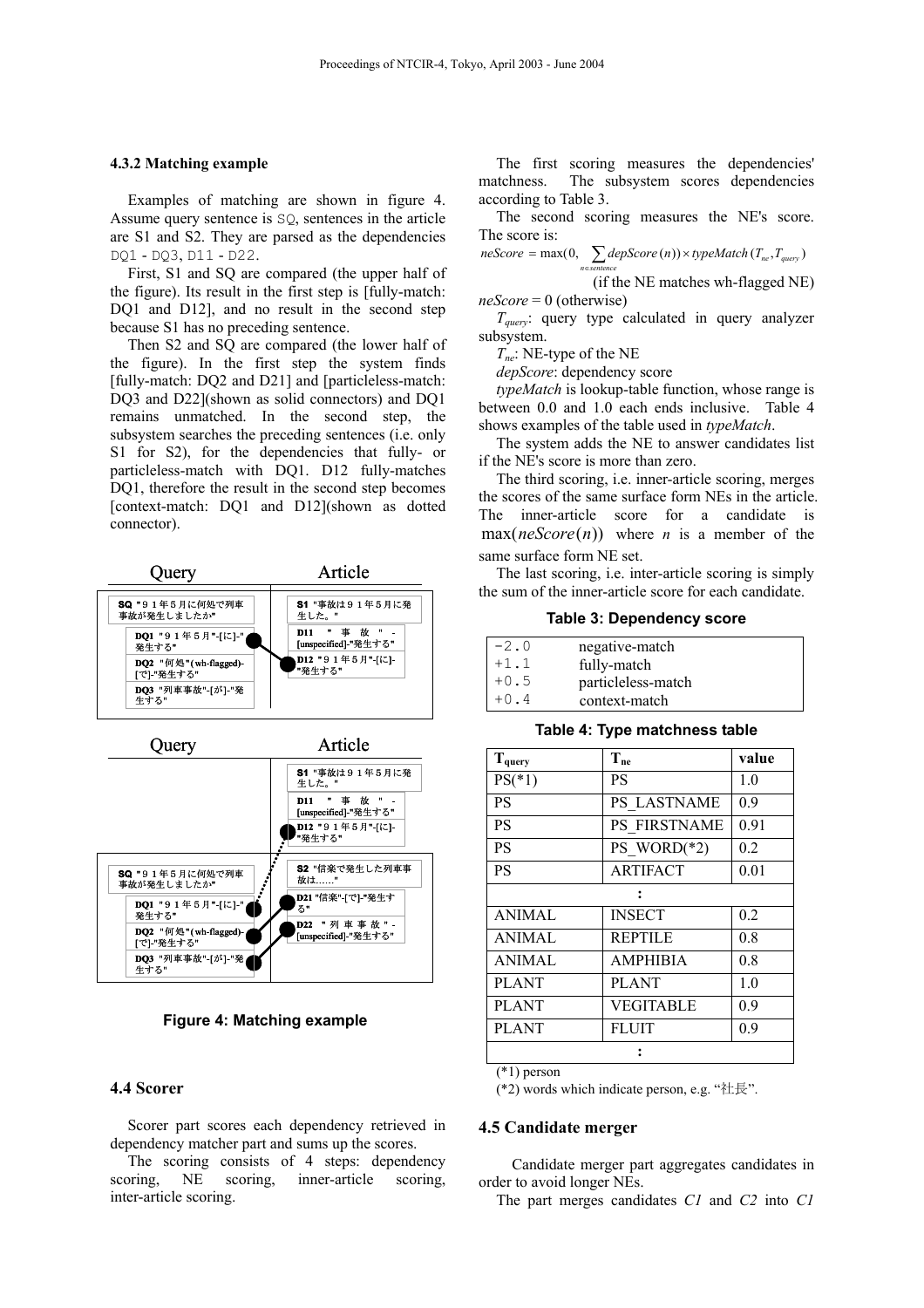### 4.3.2 Matching example

Examples of matching are shown in figure 4. Assume query sentence is SQ, sentences in the article are S1 and S2. They are parsed as the dependencies DQ1 - DQ3, D11 - D22.

First, S1 and SQ are compared (the upper half of the figure). Its result in the first step is [fully-match: DQ1 and D12], and no result in the second step because S1 has no preceding sentence.

Then S2 and SQ are compared (the lower half of the figure). In the first step the system finds [fully-match: DQ2 and D21] and [particleless-match: DQ3 and D22](shown as solid connectors) and DQ1 remains unmatched. In the second step, the subsystem searches the preceding sentences (i.e. only S1 for S2), for the dependencies that fully- or particleless-match with DQ1. D12 fully-matches DQ1, therefore the result in the second step becomes [context-match: DQ1 and D12](shown as dotted connector).

Query / Article

SQ "９１年５月に何処で列車事故が発生しましたか"
- DQ1 "９１年５月"-[に]-"発生する"
- DQ2 "何処"(wh-flagged)-[で]-"発生する"
- DQ3 "列車事故"-[が]-"発生する"

S1 "事故は９１年５月に発生した。"
- D11 "事故"-[unspecified]-"発生する"
- D12 "９１年５月"-[に]-"発生する"

S2 "信楽で発生した列車事故は……"
- D21 "信楽"-[で]-"発生する"
- D22 "列車事故"-[unspecified]-"発生する"

**Figure 4: Matching example**

## 4.4 Scorer

Scorer part scores each dependency retrieved in dependency matcher part and sums up the scores.

The scoring consists of 4 steps: dependency scoring, NE scoring, inner-article scoring, inter-article scoring.

The first scoring measures the dependencies' matchness. The subsystem scores dependencies according to Table 3.

The second scoring measures the NE's score. The score is:

$$neScore = \max(0, \sum_{n \in sentence} depScore(n)) \times typeMatch(T_{ne}, T_{query})$$

(if the NE matches wh-flagged NE)

$neScore = 0$ (otherwise)

$T_{query}$: query type calculated in query analyzer subsystem.

$T_{ne}$: NE-type of the NE

*depScore*: dependency score

*typeMatch* is lookup-table function, whose range is between 0.0 and 1.0 each ends inclusive. Table 4 shows examples of the table used in *typeMatch*.

The system adds the NE to answer candidates list if the NE's score is more than zero.

The third scoring, i.e. inner-article scoring, merges the scores of the same surface form NEs in the article. The inner-article score for a candidate is $\max(neScore(n))$ where $n$ is a member of the same surface form NE set.

The last scoring, i.e. inter-article scoring is simply the sum of the inner-article score for each candidate.

**Table 3: Dependency score**

| | |
|---|---|
| -2.0 | negative-match |
| +1.1 | fully-match |
| +0.5 | particleless-match |
| +0.4 | context-match |

**Table 4: Type matchness table**

| $T_{query}$ | $T_{ne}$ | value |
|---|---|---|
| PS(*1) | PS | 1.0 |
| PS | PS_LASTNAME | 0.9 |
| PS | PS_FIRSTNAME | 0.91 |
| PS | PS_WORD(*2) | 0.2 |
| PS | ARTIFACT | 0.01 |
| : | | |
| ANIMAL | INSECT | 0.2 |
| ANIMAL | REPTILE | 0.8 |
| ANIMAL | AMPHIBIA | 0.8 |
| PLANT | PLANT | 1.0 |
| PLANT | VEGITABLE | 0.9 |
| PLANT | FLUIT | 0.9 |
| : | | |

(*1) person

(*2) words which indicate person, e.g. "社長".

## 4.5 Candidate merger

Candidate merger part aggregates candidates in order to avoid longer NEs.

The part merges candidates *C1* and *C2* into *C1*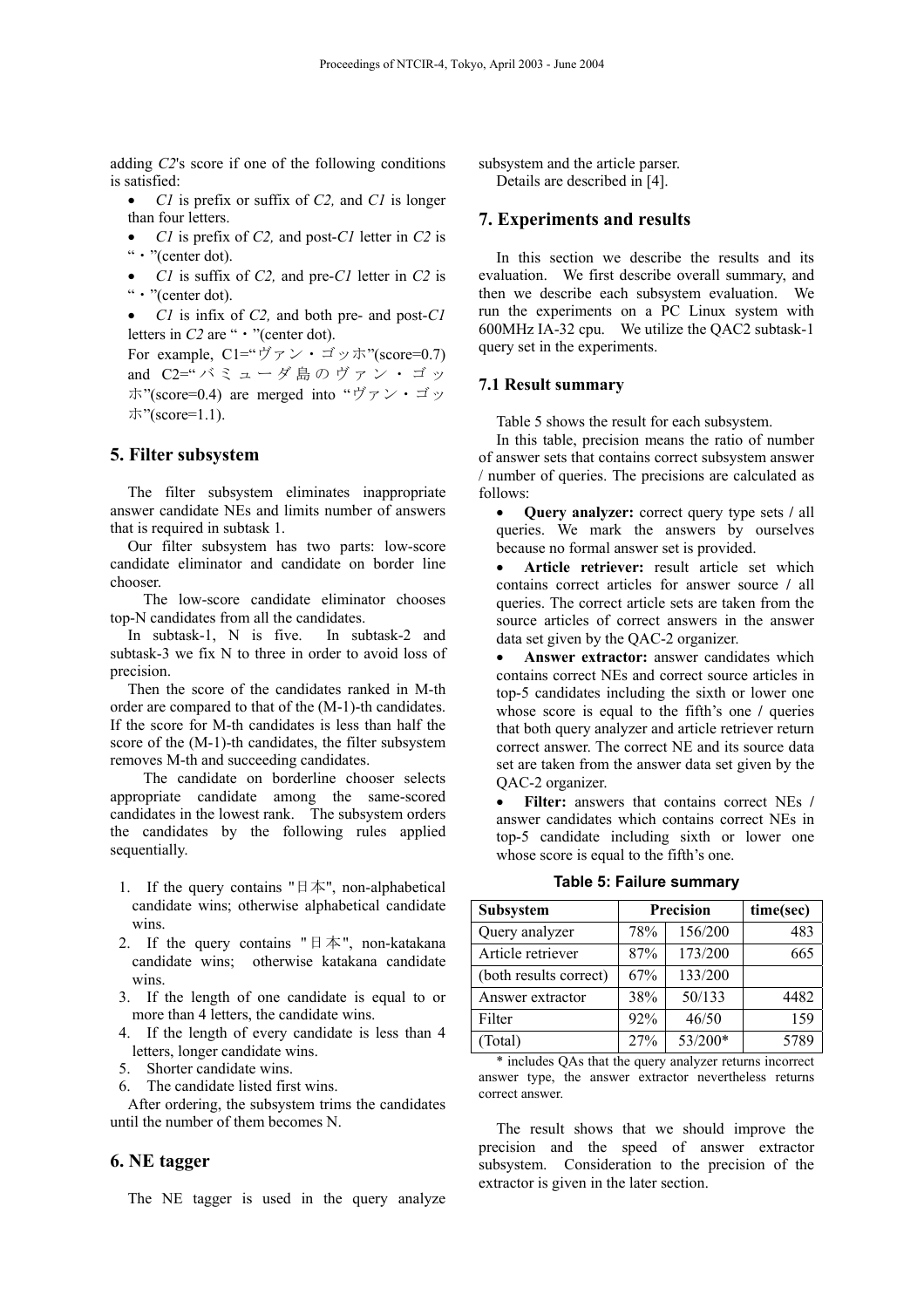adding *C2*'s score if one of the following conditions is satisfied:

- *C1* is prefix or suffix of *C2,* and *C1* is longer than four letters.
- *C1* is prefix of *C2,* and post-*C1* letter in *C2* is "・"(center dot).
- *C1* is suffix of *C2,* and pre-*C1* letter in *C2* is "・"(center dot).
- *C1* is infix of *C2,* and both pre- and post-*C1* letters in *C2* are "・"(center dot).

  For example, C1="ヴァン・ゴッホ"(score=0.7) and C2="バミューダ島のヴァン・ゴッホ"(score=0.4) are merged into "ヴァン・ゴッホ"(score=1.1).

## 5. Filter subsystem

The filter subsystem eliminates inappropriate answer candidate NEs and limits number of answers that is required in subtask 1.

Our filter subsystem has two parts: low-score candidate eliminator and candidate on border line chooser.

The low-score candidate eliminator chooses top-N candidates from all the candidates.

In subtask-1, N is five. In subtask-2 and subtask-3 we fix N to three in order to avoid loss of precision.

Then the score of the candidates ranked in M-th order are compared to that of the (M-1)-th candidates. If the score for M-th candidates is less than half the score of the (M-1)-th candidates, the filter subsystem removes M-th and succeeding candidates.

The candidate on borderline chooser selects appropriate candidate among the same-scored candidates in the lowest rank. The subsystem orders the candidates by the following rules applied sequentially.

1. If the query contains "日本", non-alphabetical candidate wins; otherwise alphabetical candidate wins.
2. If the query contains "日本", non-katakana candidate wins; otherwise katakana candidate wins.
3. If the length of one candidate is equal to or more than 4 letters, the candidate wins.
4. If the length of every candidate is less than 4 letters, longer candidate wins.
5. Shorter candidate wins.
6. The candidate listed first wins.

After ordering, the subsystem trims the candidates until the number of them becomes N.

## 6. NE tagger

The NE tagger is used in the query analyze subsystem and the article parser.

Details are described in [4].

## 7. Experiments and results

In this section we describe the results and its evaluation. We first describe overall summary, and then we describe each subsystem evaluation. We run the experiments on a PC Linux system with 600MHz IA-32 cpu. We utilize the QAC2 subtask-1 query set in the experiments.

### 7.1 Result summary

Table 5 shows the result for each subsystem.

In this table, precision means the ratio of number of answer sets that contains correct subsystem answer / number of queries. The precisions are calculated as follows:

- **Query analyzer:** correct query type sets / all queries. We mark the answers by ourselves because no formal answer set is provided.
- **Article retriever:** result article set which contains correct articles for answer source / all queries. The correct article sets are taken from the source articles of correct answers in the answer data set given by the QAC-2 organizer.
- **Answer extractor:** answer candidates which contains correct NEs and correct source articles in top-5 candidates including the sixth or lower one whose score is equal to the fifth's one / queries that both query analyzer and article retriever return correct answer. The correct NE and its source data set are taken from the answer data set given by the QAC-2 organizer.
- **Filter:** answers that contains correct NEs / answer candidates which contains correct NEs in top-5 candidate including sixth or lower one whose score is equal to the fifth's one.

**Table 5: Failure summary**

| Subsystem | Precision | | time(sec) |
|---|---|---|---|
| Query analyzer | 78% | 156/200 | 483 |
| Article retriever | 87% | 173/200 | 665 |
| (both results correct) | 67% | 133/200 | |
| Answer extractor | 38% | 50/133 | 4482 |
| Filter | 92% | 46/50 | 159 |
| (Total) | 27% | 53/200* | 5789 |

\* includes QAs that the query analyzer returns incorrect answer type, the answer extractor nevertheless returns correct answer.

The result shows that we should improve the precision and the speed of answer extractor subsystem. Consideration to the precision of the extractor is given in the later section.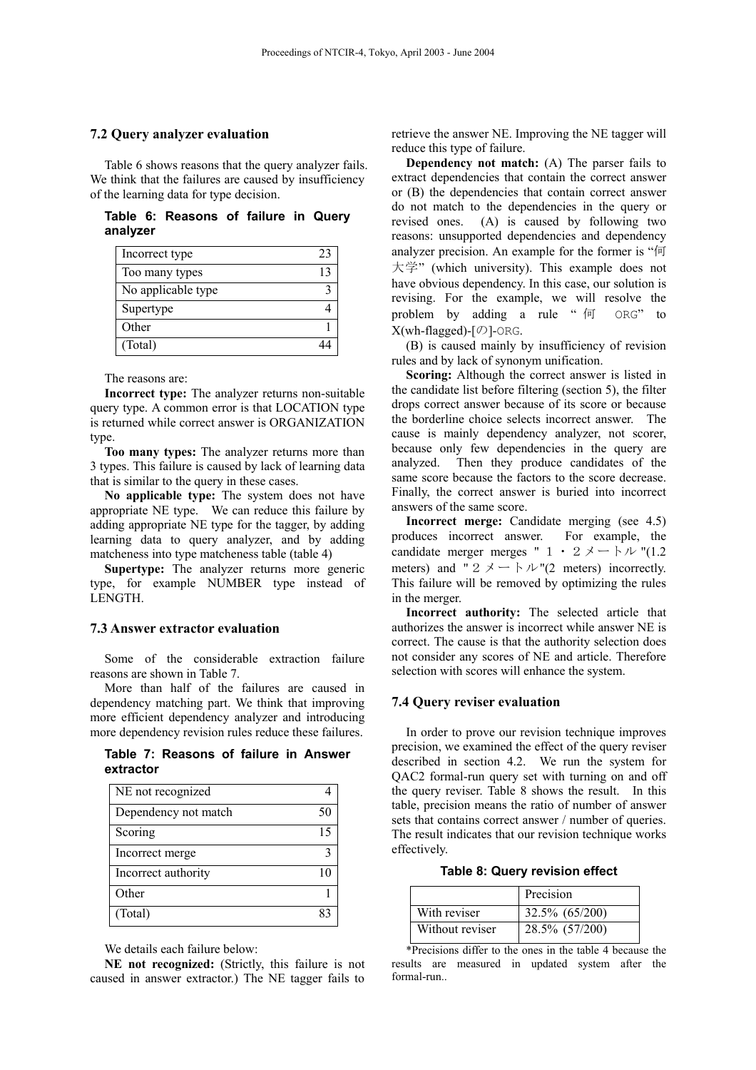### 7.2 Query analyzer evaluation

Table 6 shows reasons that the query analyzer fails. We think that the failures are caused by insufficiency of the learning data for type decision.

**Table 6: Reasons of failure in Query analyzer**

| | |
|---|---|
| Incorrect type | 23 |
| Too many types | 13 |
| No applicable type | 3 |
| Supertype | 4 |
| Other | 1 |
| (Total) | 44 |

The reasons are:

**Incorrect type:** The analyzer returns non-suitable query type. A common error is that LOCATION type is returned while correct answer is ORGANIZATION type.

**Too many types:** The analyzer returns more than 3 types. This failure is caused by lack of learning data that is similar to the query in these cases.

**No applicable type:** The system does not have appropriate NE type. We can reduce this failure by adding appropriate NE type for the tagger, by adding learning data to query analyzer, and by adding matcheness into type matcheness table (table 4)

**Supertype:** The analyzer returns more generic type, for example NUMBER type instead of LENGTH.

### 7.3 Answer extractor evaluation

Some of the considerable extraction failure reasons are shown in Table 7.

More than half of the failures are caused in dependency matching part. We think that improving more efficient dependency analyzer and introducing more dependency revision rules reduce these failures.

**Table 7: Reasons of failure in Answer extractor**

| | |
|---|---|
| NE not recognized | 4 |
| Dependency not match | 50 |
| Scoring | 15 |
| Incorrect merge | 3 |
| Incorrect authority | 10 |
| Other | 1 |
| (Total) | 83 |

We details each failure below:

**NE not recognized:** (Strictly, this failure is not caused in answer extractor.) The NE tagger fails to retrieve the answer NE. Improving the NE tagger will reduce this type of failure.

**Dependency not match:** (A) The parser fails to extract dependencies that contain the correct answer or (B) the dependencies that contain correct answer do not match to the dependencies in the query or revised ones. (A) is caused by following two reasons: unsupported dependencies and dependency analyzer precision. An example for the former is "何大学" (which university). This example does not have obvious dependency. In this case, our solution is revising. For the example, we will resolve the problem by adding a rule "何 ORG" to X(wh-flagged)-[の]-ORG.

(B) is caused mainly by insufficiency of revision rules and by lack of synonym unification.

**Scoring:** Although the correct answer is listed in the candidate list before filtering (section 5), the filter drops correct answer because of its score or because the borderline choice selects incorrect answer. The cause is mainly dependency analyzer, not scorer, because only few dependencies in the query are analyzed. Then they produce candidates of the same score because the factors to the score decrease. Finally, the correct answer is buried into incorrect answers of the same score.

**Incorrect merge:** Candidate merging (see 4.5) produces incorrect answer. For example, the candidate merger merges "１・２メートル"(1.2 meters) and "２メートル"(2 meters) incorrectly. This failure will be removed by optimizing the rules in the merger.

**Incorrect authority:** The selected article that authorizes the answer is incorrect while answer NE is correct. The cause is that the authority selection does not consider any scores of NE and article. Therefore selection with scores will enhance the system.

### 7.4 Query reviser evaluation

In order to prove our revision technique improves precision, we examined the effect of the query reviser described in section 4.2. We run the system for QAC2 formal-run query set with turning on and off the query reviser. Table 8 shows the result. In this table, precision means the ratio of number of answer sets that contains correct answer / number of queries. The result indicates that our revision technique works effectively.

**Table 8: Query revision effect**

| | Precision |
|---|---|
| With reviser | 32.5% (65/200) |
| Without reviser | 28.5% (57/200) |

*Precisions differ to the ones in the table 4 because the results are measured in updated system after the formal-run..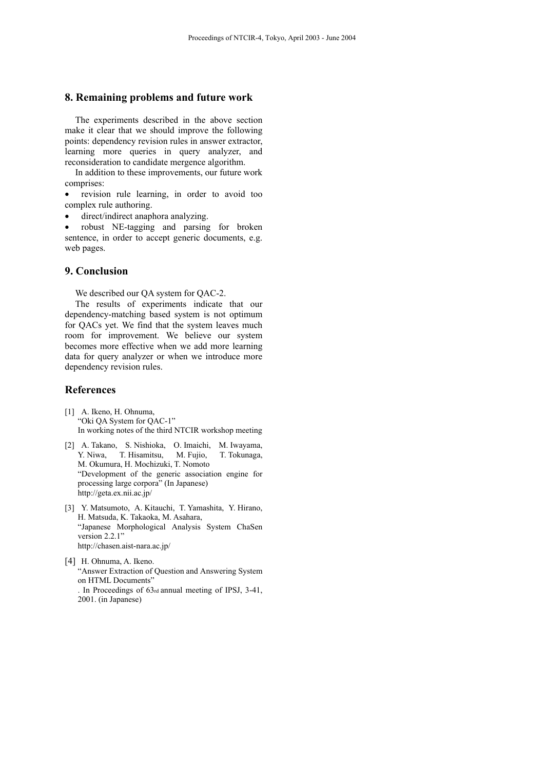## 8. Remaining problems and future work

The experiments described in the above section make it clear that we should improve the following points: dependency revision rules in answer extractor, learning more queries in query analyzer, and reconsideration to candidate mergence algorithm.

In addition to these improvements, our future work comprises:

- revision rule learning, in order to avoid too complex rule authoring.
- direct/indirect anaphora analyzing.
- robust NE-tagging and parsing for broken sentence, in order to accept generic documents, e.g. web pages.

## 9. Conclusion

We described our QA system for QAC-2.

The results of experiments indicate that our dependency-matching based system is not optimum for QACs yet. We find that the system leaves much room for improvement. We believe our system becomes more effective when we add more learning data for query analyzer or when we introduce more dependency revision rules.

## References

[1] A. Ikeno, H. Ohnuma,
"Oki QA System for QAC-1"
In working notes of the third NTCIR workshop meeting

[2] A. Takano, S. Nishioka, O. Imaichi, M. Iwayama, Y. Niwa, T. Hisamitsu, M. Fujio, T. Tokunaga, M. Okumura, H. Mochizuki, T. Nomoto
"Development of the generic association engine for processing large corpora" (In Japanese)
http://geta.ex.nii.ac.jp/

[3] Y. Matsumoto, A. Kitauchi, T. Yamashita, Y. Hirano, H. Matsuda, K. Takaoka, M. Asahara,
"Japanese Morphological Analysis System ChaSen version 2.2.1"
http://chasen.aist-nara.ac.jp/

[4] H. Ohnuma, A. Ikeno.
"Answer Extraction of Question and Answering System on HTML Documents"
. In Proceedings of 63rd annual meeting of IPSJ, 3-41, 2001. (in Japanese)